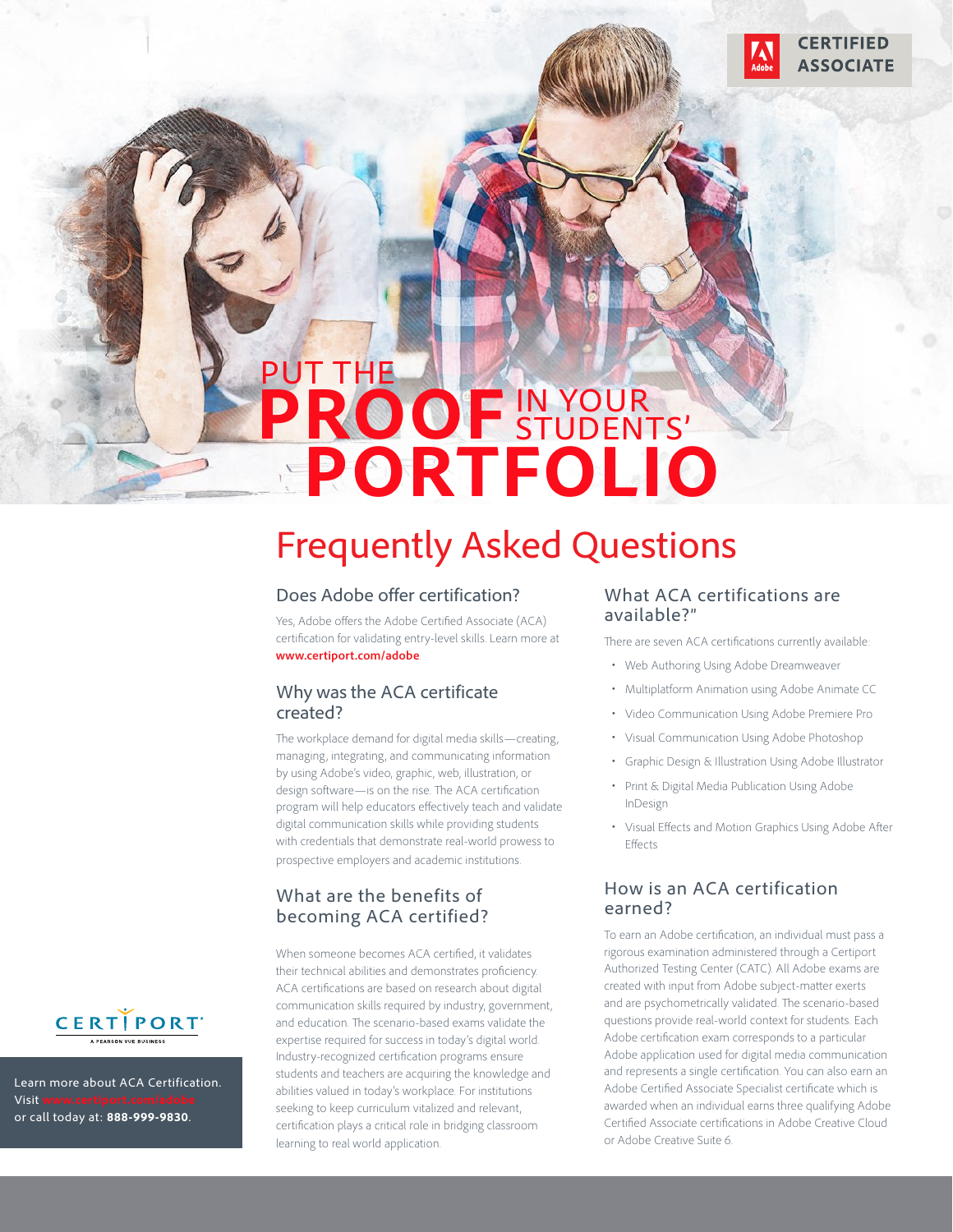CERTIFIED ASSOCIATE

# PUT THE PROOF IN YOUR STUDENTS' PORTFOLIO

# Frequently Asked Questions

## Does Adobe offer certification?

Yes, Adobe offers the Adobe Certified Associate (ACA) certification for validating entry-level skills. Learn more at **www.certiport.com/adobe**

## Why was the ACA certificate created?

The workplace demand for digital media skills—creating, managing, integrating, and communicating information by using Adobe's video, graphic, web, illustration, or design software—is on the rise. The ACA certification program will help educators effectively teach and validate digital communication skills while providing students with credentials that demonstrate real-world prowess to prospective employers and academic institutions.

## What are the benefits of becoming ACA certified?

When someone becomes ACA certified, it validates their technical abilities and demonstrates proficiency. ACA certifications are based on research about digital communication skills required by industry, government, and education. The scenario-based exams validate the expertise required for success in today's digital world. Industry-recognized certification programs ensure students and teachers are acquiring the knowledge and abilities valued in today's workplace. For institutions seeking to keep curriculum vitalized and relevant, certification plays a critical role in bridging classroom learning to real world application.

## What ACA certifications are available?"

There are seven ACA certifications currently available:

- Web Authoring Using Adobe Dreamweaver
- Multiplatform Animation using Adobe Animate CC
- Video Communication Using Adobe Premiere Pro
- Visual Communication Using Adobe Photoshop
- Graphic Design & Illustration Using Adobe Illustrator
- Print & Digital Media Publication Using Adobe InDesign
- Visual Effects and Motion Graphics Using Adobe After Effects

## How is an ACA certification earned?

To earn an Adobe certification, an individual must pass a rigorous examination administered through a Certiport Authorized Testing Center (CATC). All Adobe exams are created with input from Adobe subject-matter exerts and are psychometrically validated. The scenario-based questions provide real-world context for students. Each Adobe certification exam corresponds to a particular Adobe application used for digital media communication and represents a single certification. You can also earn an Adobe Certified Associate Specialist certificate which is awarded when an individual earns three qualifying Adobe Certified Associate certifications in Adobe Creative Cloud or Adobe Creative Suite 6.

CERTIPORT
A PEARSON VUE BUSINESS

Learn more about ACA Certification. Visit www.certiport.com/adobe or call today at: **888-999-9830**.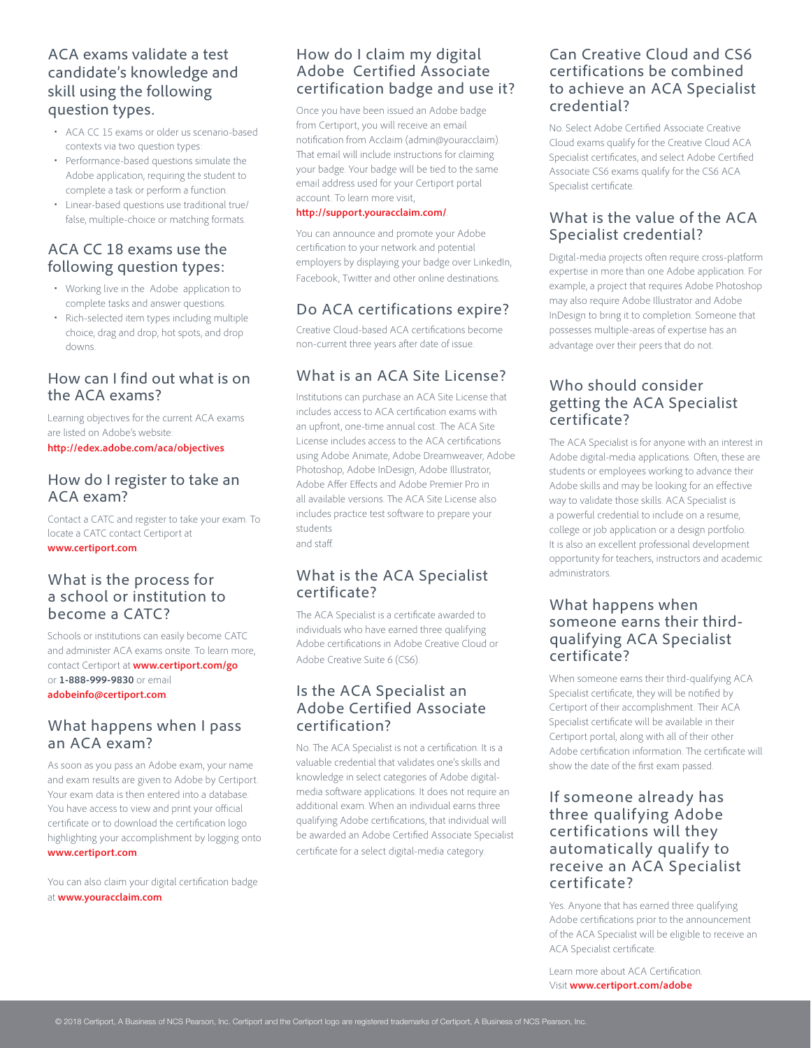## ACA exams validate a test candidate's knowledge and skill using the following question types.

- ACA CC 15 exams or older us scenario-based contexts via two question types:
- Performance-based questions simulate the Adobe application, requiring the student to complete a task or perform a function.
- Linear-based questions use traditional true/ false, multiple-choice or matching formats.

## ACA CC 18 exams use the following question types:

- Working live in the Adobe application to complete tasks and answer questions.
- Rich-selected item types including multiple choice, drag and drop, hot spots, and drop downs.

## How can I find out what is on the ACA exams?

Learning objectives for the current ACA exams are listed on Adobe's website: **http://edex.adobe.com/aca/objectives**.

## How do I register to take an ACA exam?

Contact a CATC and register to take your exam. To locate a CATC contact Certiport at **www.certiport.com**.

## What is the process for a school or institution to become a CATC?

Schools or institutions can easily become CATC and administer ACA exams onsite. To learn more, contact Certiport at **www.certiport.com/go** or **1-888-999-9830** or email **adobeinfo@certiport.com**.

## What happens when I pass an ACA exam?

As soon as you pass an Adobe exam, your name and exam results are given to Adobe by Certiport. Your exam data is then entered into a database. You have access to view and print your official certificate or to download the certification logo highlighting your accomplishment by logging onto **www.certiport.com**.

You can also claim your digital certification badge at **www.youracclaim.com**.

## How do I claim my digital Adobe Certified Associate certification badge and use it?

Once you have been issued an Adobe badge from Certiport, you will receive an email notification from Acclaim (admin@youracclaim). That email will include instructions for claiming your badge. Your badge will be tied to the same email address used for your Certiport portal account. To learn more visit, **http://support.youracclaim.com/**.

You can announce and promote your Adobe certification to your network and potential employers by displaying your badge over LinkedIn, Facebook, Twitter and other online destinations.

## Do ACA certifications expire?

Creative Cloud-based ACA certifications become non-current three years after date of issue.

## What is an ACA Site License?

Institutions can purchase an ACA Site License that includes access to ACA certification exams with an upfront, one-time annual cost. The ACA Site License includes access to the ACA certifications using Adobe Animate, Adobe Dreamweaver, Adobe Photoshop, Adobe InDesign, Adobe Illustrator, Adobe Affer Effects and Adobe Premier Pro in all available versions. The ACA Site License also includes practice test software to prepare your students and staff.

## What is the ACA Specialist certificate?

The ACA Specialist is a certificate awarded to individuals who have earned three qualifying Adobe certifications in Adobe Creative Cloud or Adobe Creative Suite 6 (CS6).

## Is the ACA Specialist an Adobe Certified Associate certification?

No. The ACA Specialist is not a certification. It is a valuable credential that validates one's skills and knowledge in select categories of Adobe digital-media software applications. It does not require an additional exam. When an individual earns three qualifying Adobe certifications, that individual will be awarded an Adobe Certified Associate Specialist certificate for a select digital-media category.

## Can Creative Cloud and CS6 certifications be combined to achieve an ACA Specialist credential?

No. Select Adobe Certified Associate Creative Cloud exams qualify for the Creative Cloud ACA Specialist certificates, and select Adobe Certified Associate CS6 exams qualify for the CS6 ACA Specialist certificate.

## What is the value of the ACA Specialist credential?

Digital-media projects often require cross-platform expertise in more than one Adobe application. For example, a project that requires Adobe Photoshop may also require Adobe Illustrator and Adobe InDesign to bring it to completion. Someone that possesses multiple-areas of expertise has an advantage over their peers that do not.

## Who should consider getting the ACA Specialist certificate?

The ACA Specialist is for anyone with an interest in Adobe digital-media applications. Often, these are students or employees working to advance their Adobe skills and may be looking for an effective way to validate those skills. ACA Specialist is a powerful credential to include on a resume, college or job application or a design portfolio. It is also an excellent professional development opportunity for teachers, instructors and academic administrators.

## What happens when someone earns their third-qualifying ACA Specialist certificate?

When someone earns their third-qualifying ACA Specialist certificate, they will be notified by Certiport of their accomplishment. Their ACA Specialist certificate will be available in their Certiport portal, along with all of their other Adobe certification information. The certificate will show the date of the first exam passed.

## If someone already has three qualifying Adobe certifications will they automatically qualify to receive an ACA Specialist certificate?

Yes. Anyone that has earned three qualifying Adobe certifications prior to the announcement of the ACA Specialist will be eligible to receive an ACA Specialist certificate.

Learn more about ACA Certification.
Visit **www.certiport.com/adobe**

© 2018 Certiport, A Business of NCS Pearson, Inc. Certiport and the Certiport logo are registered trademarks of Certiport, A Business of NCS Pearson, Inc.